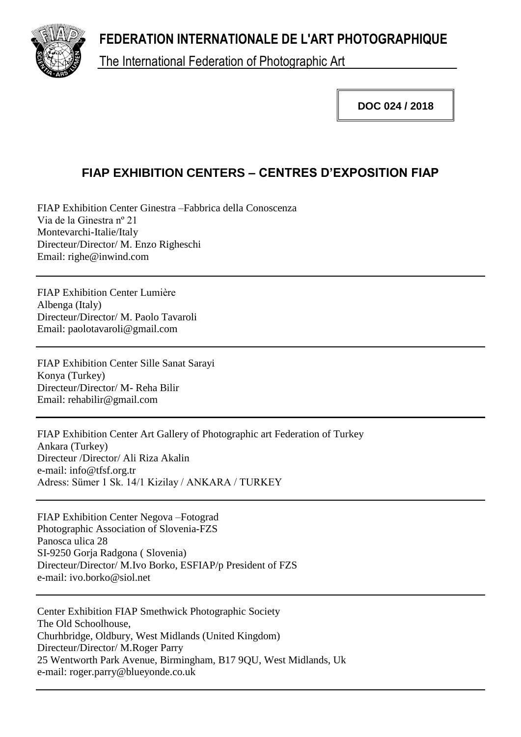# FEDERATION INTERNATIONALE DE L'ART PHOTOGRAPHIQUE

The International Federation of Photographic Art

**DOC 024 / 2018**

## FIAP EXHIBITION CENTERS – CENTRES D'EXPOSITION FIAP

FIAP Exhibition Center Ginestra –Fabbrica della Conoscenza
Via de la Ginestra nº 21
Montevarchi-Italie/Italy
Directeur/Director/ M. Enzo Righeschi
Email: righe@inwind.com

---

FIAP Exhibition Center Lumière
Albenga (Italy)
Directeur/Director/ M. Paolo Tavaroli
Email: paolotavaroli@gmail.com

---

FIAP Exhibition Center Sille Sanat Sarayi
Konya (Turkey)
Directeur/Director/ M- Reha Bilir
Email: rehabilir@gmail.com

---

FIAP Exhibition Center Art Gallery of Photographic art Federation of Turkey
Ankara (Turkey)
Directeur /Director/ Ali Riza Akalin
e-mail: info@tfsf.org.tr
Adress: Sümer 1 Sk. 14/1 Kizilay / ANKARA / TURKEY

---

FIAP Exhibition Center Negova –Fotograd
Photographic Association of Slovenia-FZS
Panosca ulica 28
SI-9250 Gorja Radgona ( Slovenia)
Directeur/Director/ M.Ivo Borko, ESFIAP/p President of FZS
e-mail: ivo.borko@siol.net

---

Center Exhibition FIAP Smethwick Photographic Society
The Old Schoolhouse,
Churhbridge, Oldbury, West Midlands (United Kingdom)
Directeur/Director/ M.Roger Parry
25 Wentworth Park Avenue, Birmingham, B17 9QU, West Midlands, Uk
e-mail: roger.parry@blueyonde.co.uk

---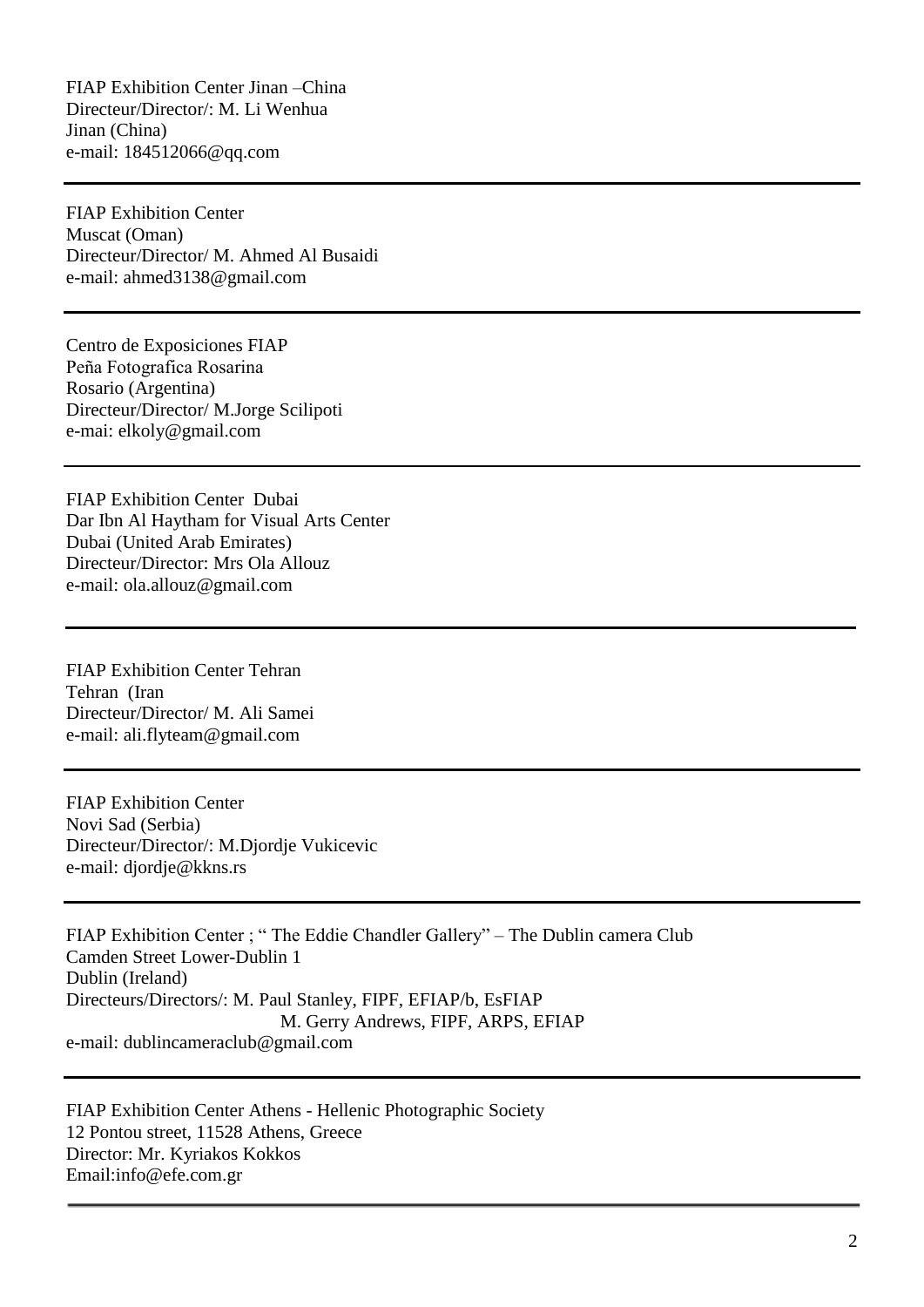FIAP Exhibition Center Jinan –China
Directeur/Director/: M. Li Wenhua
Jinan (China)
e-mail: 184512066@qq.com

---

FIAP Exhibition Center
Muscat (Oman)
Directeur/Director/ M. Ahmed Al Busaidi
e-mail: ahmed3138@gmail.com

---

Centro de Exposiciones FIAP
Peña Fotografica Rosarina
Rosario (Argentina)
Directeur/Director/ M.Jorge Scilipoti
e-mai: elkoly@gmail.com

---

FIAP Exhibition Center Dubai
Dar Ibn Al Haytham for Visual Arts Center
Dubai (United Arab Emirates)
Directeur/Director: Mrs Ola Allouz
e-mail: ola.allouz@gmail.com

---

FIAP Exhibition Center Tehran
Tehran (Iran
Directeur/Director/ M. Ali Samei
e-mail: ali.flyteam@gmail.com

---

FIAP Exhibition Center
Novi Sad (Serbia)
Directeur/Director/: M.Djordje Vukicevic
e-mail: djordje@kkns.rs

---

FIAP Exhibition Center ; " The Eddie Chandler Gallery" – The Dublin camera Club
Camden Street Lower-Dublin 1
Dublin (Ireland)
Directeurs/Directors/: M. Paul Stanley, FIPF, EFIAP/b, EsFIAP
M. Gerry Andrews, FIPF, ARPS, EFIAP
e-mail: dublincameraclub@gmail.com

---

FIAP Exhibition Center Athens - Hellenic Photographic Society
12 Pontou street, 11528 Athens, Greece
Director: Mr. Kyriakos Kokkos
Email:info@efe.com.gr

---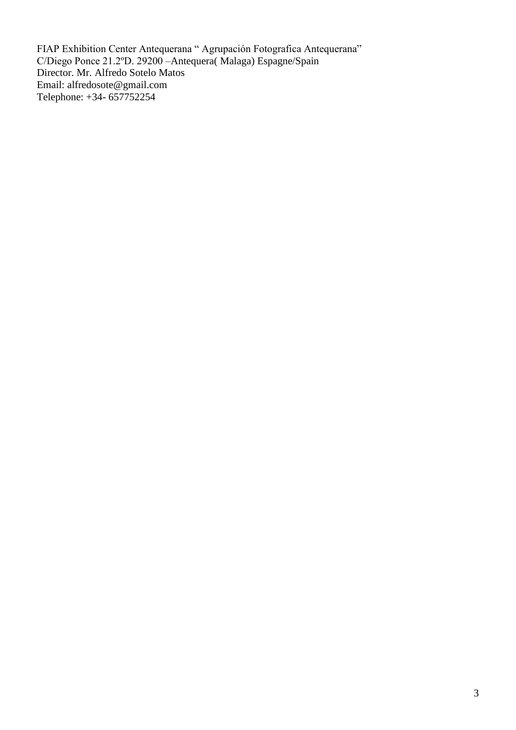FIAP Exhibition Center Antequerana " Agrupación Fotografica Antequerana"
C/Diego Ponce 21.2ºD. 29200 –Antequera( Malaga) Espagne/Spain
Director. Mr. Alfredo Sotelo Matos
Email: alfredosote@gmail.com
Telephone: +34- 657752254